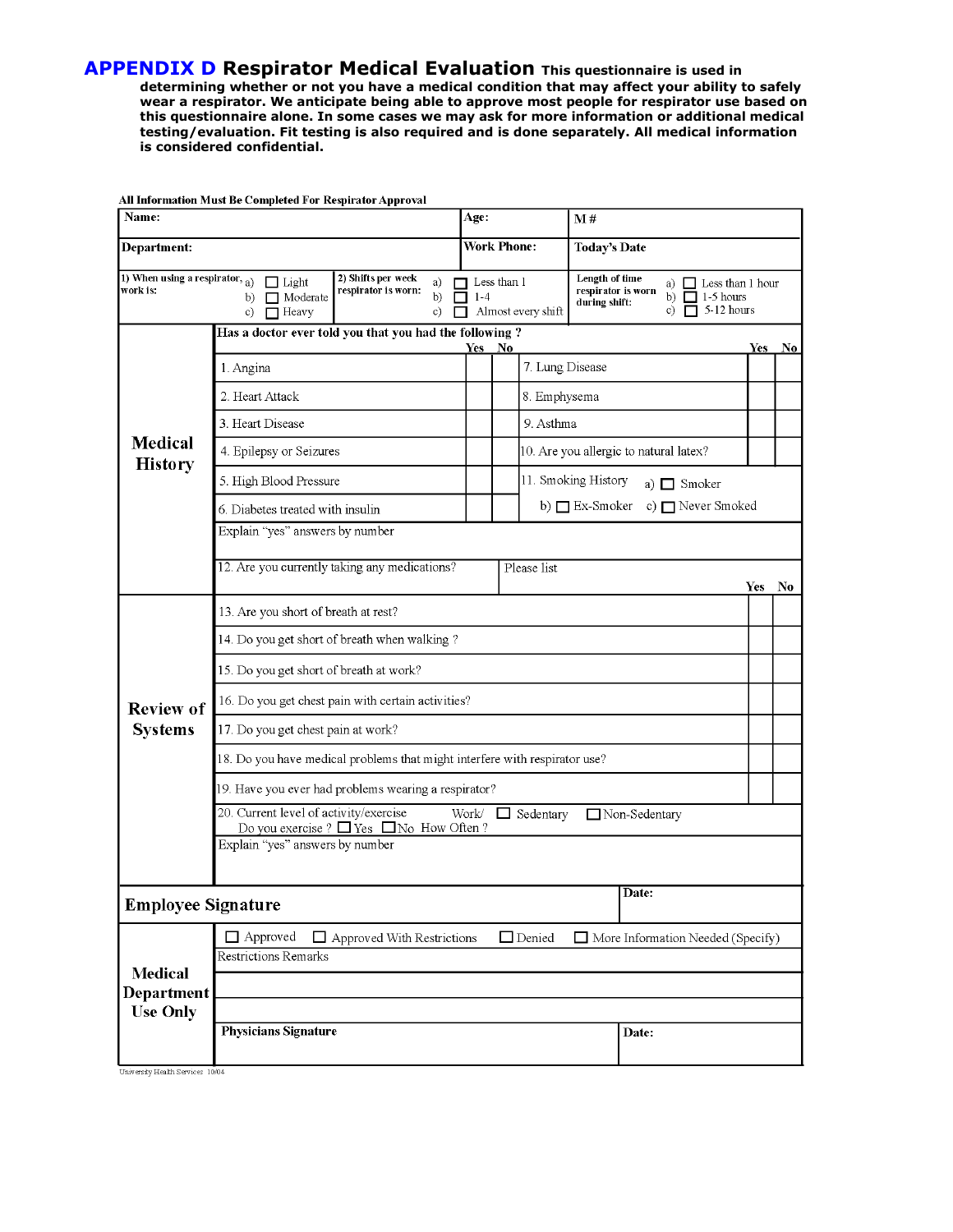# APPENDIX D Respirator Medical Evaluation

**This questionnaire is used in determining whether or not you have a medical condition that may affect your ability to safely wear a respirator. We anticipate being able to approve most people for respirator use based on this questionnaire alone. In some cases we may ask for more information or additional medical testing/evaluation. Fit testing is also required and is done separately. All medical information is considered confidential.**

**All Information Must Be Completed For Respirator Approval**

| **Name:** | **Age:** | **M #** |
|---|---|---|
| **Department:** | **Work Phone:** | **Today's Date** |

| 1) When using a respirator, work is: | 2) Shifts per week respirator is worn: | Length of time respirator is worn during shift: |
|---|---|---|
| a) ☐ Light<br>b) ☐ Moderate<br>c) ☐ Heavy | a) ☐ Less than 1<br>b) ☐ 1-4<br>c) ☐ Almost every shift | a) ☐ Less than 1 hour<br>b) ☐ 1-5 hours<br>c) ☐ 5-12 hours |

## Medical History

**Has a doctor ever told you that you had the following ?**

| | Yes | No | | Yes | No |
|---|---|---|---|---|---|
| 1. Angina | | | 7. Lung Disease | | |
| 2. Heart Attack | | | 8. Emphysema | | |
| 3. Heart Disease | | | 9. Asthma | | |
| 4. Epilepsy or Seizures | | | 10. Are you allergic to natural latex? | | |
| 5. High Blood Pressure | | | 11. Smoking History a) ☐ Smoker | | |
| 6. Diabetes treated with insulin | | | b) ☐ Ex-Smoker c) ☐ Never Smoked | | |

Explain "yes" answers by number

12. Are you currently taking any medications? Please list

## Review of Systems

| | Yes | No |
|---|---|---|
| 13. Are you short of breath at rest? | | |
| 14. Do you get short of breath when walking ? | | |
| 15. Do you get short of breath at work? | | |
| 16. Do you get chest pain with certain activities? | | |
| 17. Do you get chest pain at work? | | |
| 18. Do you have medical problems that might interfere with respirator use? | | |
| 19. Have you ever had problems wearing a respirator? | | |

20. Current level of activity/exercise Work/ ☐ Sedentary ☐ Non-Sedentary
Do you exercise ? ☐ Yes ☐ No How Often ?

Explain "yes" answers by number

## Employee Signature

**Date:**

## Medical Department Use Only

☐ Approved ☐ Approved With Restrictions ☐ Denied ☐ More Information Needed (Specify)

Restrictions Remarks

**Physicians Signature** **Date:**

University Health Services 10/04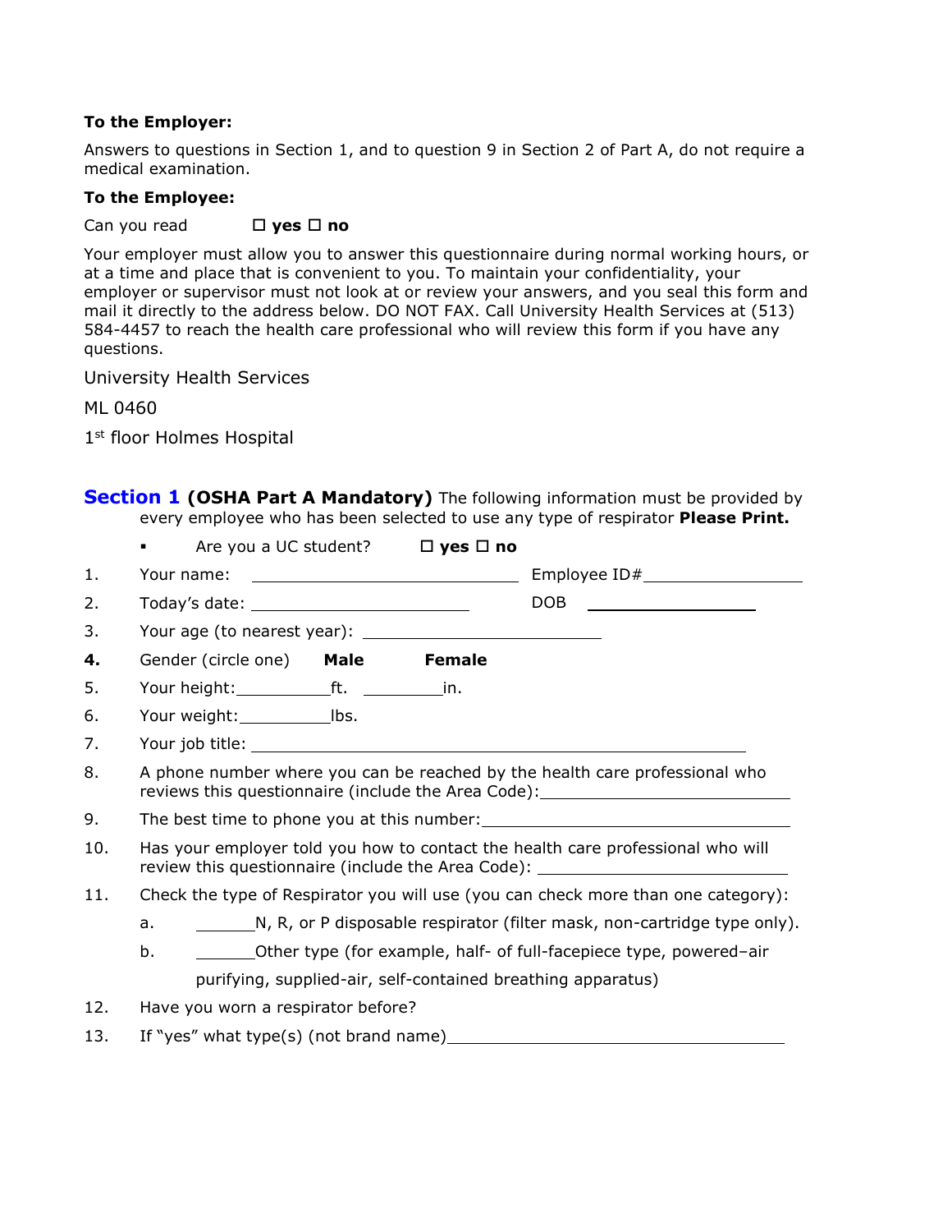**To the Employer:**

Answers to questions in Section 1, and to question 9 in Section 2 of Part A, do not require a medical examination.

**To the Employee:**

Can you read ☐ **yes** ☐ **no**

Your employer must allow you to answer this questionnaire during normal working hours, or at a time and place that is convenient to you. To maintain your confidentiality, your employer or supervisor must not look at or review your answers, and you seal this form and mail it directly to the address below. DO NOT FAX. Call University Health Services at (513) 584-4457 to reach the health care professional who will review this form if you have any questions.

University Health Services

ML 0460

1st floor Holmes Hospital

## Section 1 **(OSHA Part A Mandatory)** The following information must be provided by every employee who has been selected to use any type of respirator **Please Print.**

- Are you a UC student? ☐ **yes** ☐ **no**

1. Your name: ______________________ Employee ID# ______________
2. Today's date: ______________________ DOB ______________
3. Your age (to nearest year): ______________________
4. Gender (circle one) **Male** **Female**
5. Your height: ________ft. ________in.
6. Your weight: ________lbs.
7. Your job title: ______________________________________________
8. A phone number where you can be reached by the health care professional who reviews this questionnaire (include the Area Code): ______________________
9. The best time to phone you at this number: ______________________
10. Has your employer told you how to contact the health care professional who will review this questionnaire (include the Area Code): ______________________
11. Check the type of Respirator you will use (you can check more than one category):
    a. ______N, R, or P disposable respirator (filter mask, non-cartridge type only).
    b. ______Other type (for example, half- of full-facepiece type, powered–air purifying, supplied-air, self-contained breathing apparatus)
12. Have you worn a respirator before?
13. If "yes" what type(s) (not brand name) ______________________________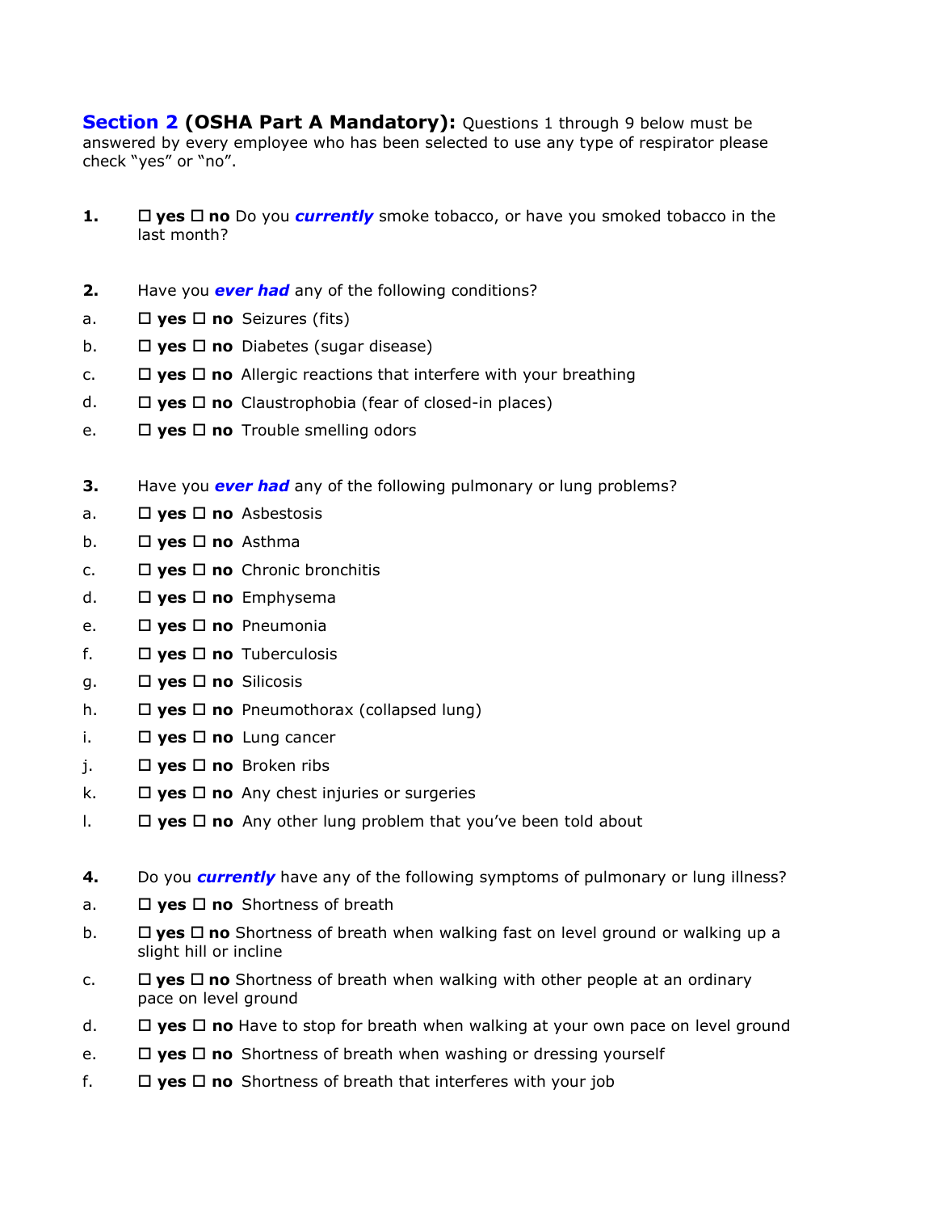**Section 2 (OSHA Part A Mandatory):** Questions 1 through 9 below must be answered by every employee who has been selected to use any type of respirator please check "yes" or "no".

**1.** ☐ **yes** ☐ **no** Do you ***currently*** smoke tobacco, or have you smoked tobacco in the last month?

**2.** Have you ***ever had*** any of the following conditions?

a. ☐ **yes** ☐ **no** Seizures (fits)

b. ☐ **yes** ☐ **no** Diabetes (sugar disease)

c. ☐ **yes** ☐ **no** Allergic reactions that interfere with your breathing

d. ☐ **yes** ☐ **no** Claustrophobia (fear of closed-in places)

e. ☐ **yes** ☐ **no** Trouble smelling odors

**3.** Have you ***ever had*** any of the following pulmonary or lung problems?

a. ☐ **yes** ☐ **no** Asbestosis

b. ☐ **yes** ☐ **no** Asthma

c. ☐ **yes** ☐ **no** Chronic bronchitis

d. ☐ **yes** ☐ **no** Emphysema

e. ☐ **yes** ☐ **no** Pneumonia

f. ☐ **yes** ☐ **no** Tuberculosis

g. ☐ **yes** ☐ **no** Silicosis

h. ☐ **yes** ☐ **no** Pneumothorax (collapsed lung)

i. ☐ **yes** ☐ **no** Lung cancer

j. ☐ **yes** ☐ **no** Broken ribs

k. ☐ **yes** ☐ **no** Any chest injuries or surgeries

l. ☐ **yes** ☐ **no** Any other lung problem that you've been told about

**4.** Do you ***currently*** have any of the following symptoms of pulmonary or lung illness?

a. ☐ **yes** ☐ **no** Shortness of breath

b. ☐ **yes** ☐ **no** Shortness of breath when walking fast on level ground or walking up a slight hill or incline

c. ☐ **yes** ☐ **no** Shortness of breath when walking with other people at an ordinary pace on level ground

d. ☐ **yes** ☐ **no** Have to stop for breath when walking at your own pace on level ground

e. ☐ **yes** ☐ **no** Shortness of breath when washing or dressing yourself

f. ☐ **yes** ☐ **no** Shortness of breath that interferes with your job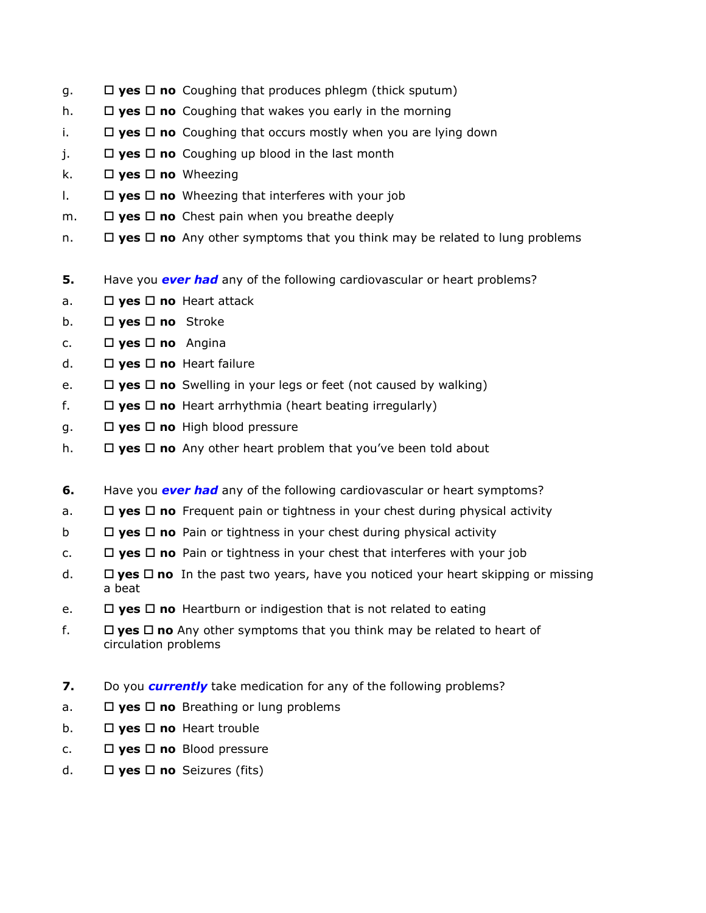g. ☐ **yes** ☐ **no** Coughing that produces phlegm (thick sputum)

h. ☐ **yes** ☐ **no** Coughing that wakes you early in the morning

i. ☐ **yes** ☐ **no** Coughing that occurs mostly when you are lying down

j. ☐ **yes** ☐ **no** Coughing up blood in the last month

k. ☐ **yes** ☐ **no** Wheezing

l. ☐ **yes** ☐ **no** Wheezing that interferes with your job

m. ☐ **yes** ☐ **no** Chest pain when you breathe deeply

n. ☐ **yes** ☐ **no** Any other symptoms that you think may be related to lung problems

**5.** Have you ***ever had*** any of the following cardiovascular or heart problems?

a. ☐ **yes** ☐ **no** Heart attack

b. ☐ **yes** ☐ **no** Stroke

c. ☐ **yes** ☐ **no** Angina

d. ☐ **yes** ☐ **no** Heart failure

e. ☐ **yes** ☐ **no** Swelling in your legs or feet (not caused by walking)

f. ☐ **yes** ☐ **no** Heart arrhythmia (heart beating irregularly)

g. ☐ **yes** ☐ **no** High blood pressure

h. ☐ **yes** ☐ **no** Any other heart problem that you've been told about

**6.** Have you ***ever had*** any of the following cardiovascular or heart symptoms?

a. ☐ **yes** ☐ **no** Frequent pain or tightness in your chest during physical activity

b ☐ **yes** ☐ **no** Pain or tightness in your chest during physical activity

c. ☐ **yes** ☐ **no** Pain or tightness in your chest that interferes with your job

d. ☐ **yes** ☐ **no** In the past two years, have you noticed your heart skipping or missing a beat

e. ☐ **yes** ☐ **no** Heartburn or indigestion that is not related to eating

f. ☐ **yes** ☐ **no** Any other symptoms that you think may be related to heart of circulation problems

**7.** Do you ***currently*** take medication for any of the following problems?

a. ☐ **yes** ☐ **no** Breathing or lung problems

b. ☐ **yes** ☐ **no** Heart trouble

c. ☐ **yes** ☐ **no** Blood pressure

d. ☐ **yes** ☐ **no** Seizures (fits)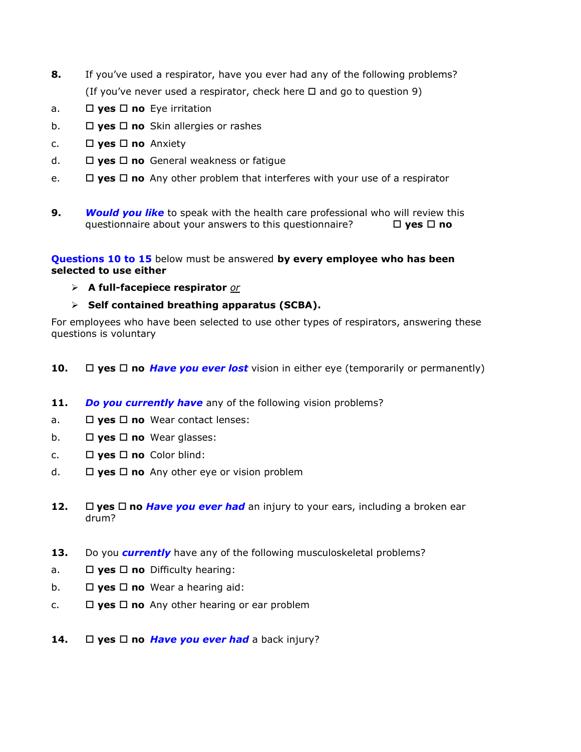**8.** If you've used a respirator, have you ever had any of the following problems?

(If you've never used a respirator, check here ☐ and go to question 9)

a. ☐ **yes** ☐ **no** Eye irritation

b. ☐ **yes** ☐ **no** Skin allergies or rashes

c. ☐ **yes** ☐ **no** Anxiety

d. ☐ **yes** ☐ **no** General weakness or fatigue

e. ☐ **yes** ☐ **no** Any other problem that interferes with your use of a respirator

**9.** ***Would you like*** to speak with the health care professional who will review this questionnaire about your answers to this questionnaire? ☐ **yes** ☐ **no**

**Questions 10 to 15** below must be answered **by every employee who has been selected to use either**

- **A full-facepiece respirator** *or*
- **Self contained breathing apparatus (SCBA).**

For employees who have been selected to use other types of respirators, answering these questions is voluntary

**10.** ☐ **yes** ☐ **no** ***Have you ever lost*** vision in either eye (temporarily or permanently)

**11.** ***Do you currently have*** any of the following vision problems?

a. ☐ **yes** ☐ **no** Wear contact lenses:

b. ☐ **yes** ☐ **no** Wear glasses:

c. ☐ **yes** ☐ **no** Color blind:

d. ☐ **yes** ☐ **no** Any other eye or vision problem

**12.** ☐ **yes** ☐ **no** ***Have you ever had*** an injury to your ears, including a broken ear drum?

**13.** Do you ***currently*** have any of the following musculoskeletal problems?

a. ☐ **yes** ☐ **no** Difficulty hearing:

b. ☐ **yes** ☐ **no** Wear a hearing aid:

c. ☐ **yes** ☐ **no** Any other hearing or ear problem

**14.** ☐ **yes** ☐ **no** ***Have you ever had*** a back injury?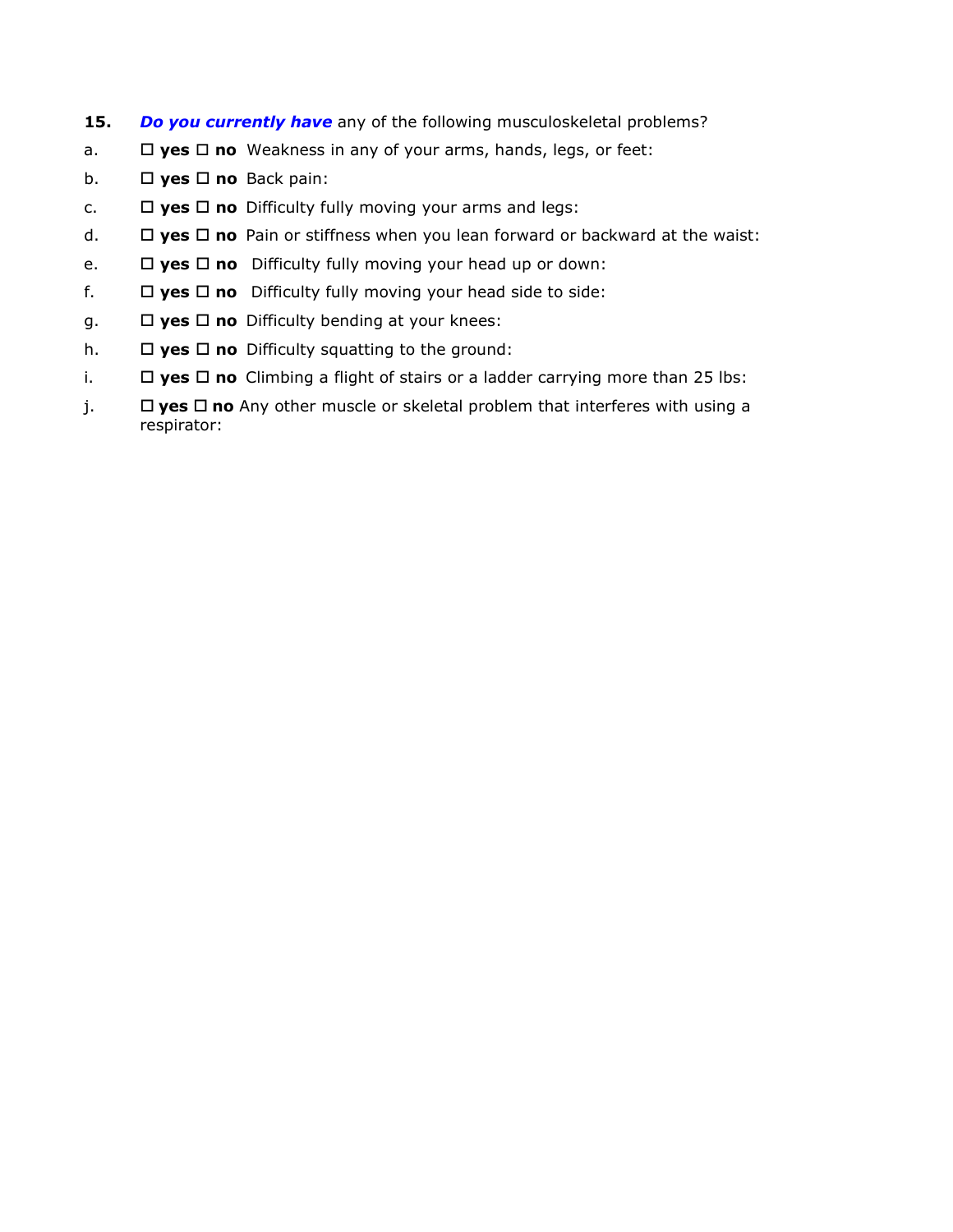**15.** ***Do you currently have*** any of the following musculoskeletal problems?

a. ☐ **yes** ☐ **no** Weakness in any of your arms, hands, legs, or feet:

b. ☐ **yes** ☐ **no** Back pain:

c. ☐ **yes** ☐ **no** Difficulty fully moving your arms and legs:

d. ☐ **yes** ☐ **no** Pain or stiffness when you lean forward or backward at the waist:

e. ☐ **yes** ☐ **no** Difficulty fully moving your head up or down:

f. ☐ **yes** ☐ **no** Difficulty fully moving your head side to side:

g. ☐ **yes** ☐ **no** Difficulty bending at your knees:

h. ☐ **yes** ☐ **no** Difficulty squatting to the ground:

i. ☐ **yes** ☐ **no** Climbing a flight of stairs or a ladder carrying more than 25 lbs:

j. ☐ **yes** ☐ **no** Any other muscle or skeletal problem that interferes with using a respirator: